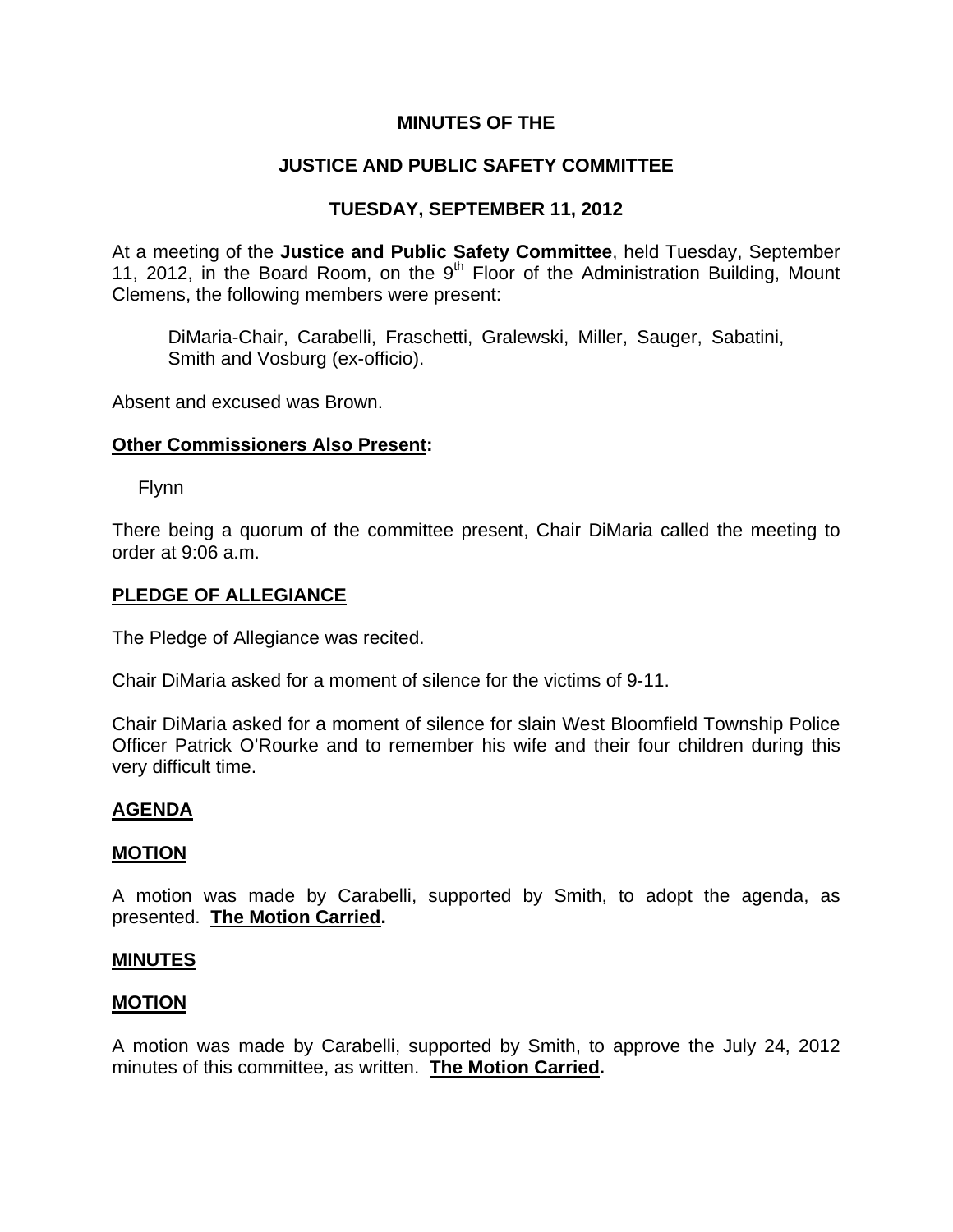# MINUTES OF THE

# JUSTICE AND PUBLIC SAFETY COMMITTEE

# TUESDAY, SEPTEMBER 11, 2012

At a meeting of the **Justice and Public Safety Committee**, held Tuesday, September 11, 2012, in the Board Room, on the 9th Floor of the Administration Building, Mount Clemens, the following members were present:

> DiMaria-Chair, Carabelli, Fraschetti, Gralewski, Miller, Sauger, Sabatini, Smith and Vosburg (ex-officio).

Absent and excused was Brown.

**Other Commissioners Also Present:**

Flynn

There being a quorum of the committee present, Chair DiMaria called the meeting to order at 9:06 a.m.

**PLEDGE OF ALLEGIANCE**

The Pledge of Allegiance was recited.

Chair DiMaria asked for a moment of silence for the victims of 9-11.

Chair DiMaria asked for a moment of silence for slain West Bloomfield Township Police Officer Patrick O'Rourke and to remember his wife and their four children during this very difficult time.

**AGENDA**

**MOTION**

A motion was made by Carabelli, supported by Smith, to adopt the agenda, as presented. **The Motion Carried.**

**MINUTES**

**MOTION**

A motion was made by Carabelli, supported by Smith, to approve the July 24, 2012 minutes of this committee, as written. **The Motion Carried.**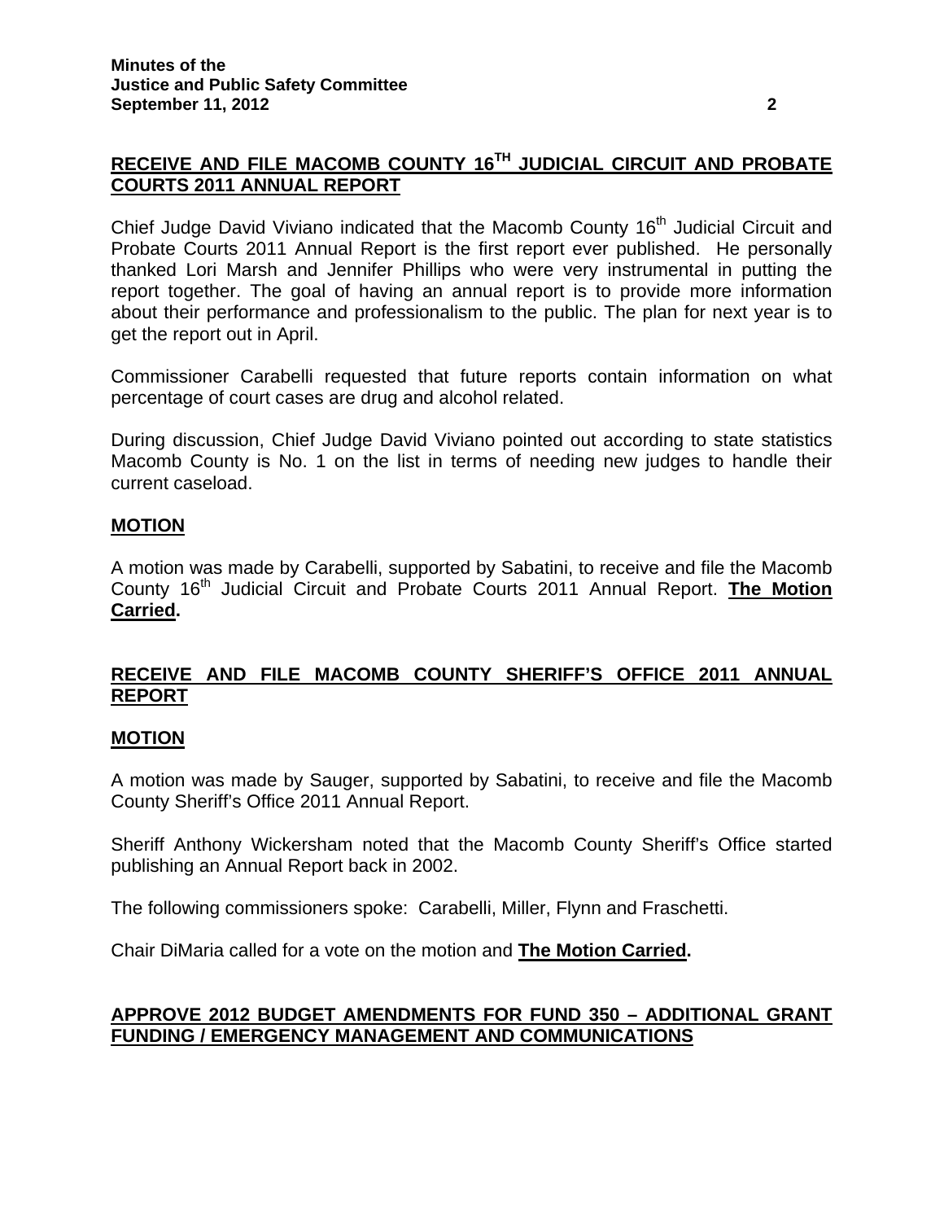## RECEIVE AND FILE MACOMB COUNTY 16TH JUDICIAL CIRCUIT AND PROBATE COURTS 2011 ANNUAL REPORT

Chief Judge David Viviano indicated that the Macomb County 16th Judicial Circuit and Probate Courts 2011 Annual Report is the first report ever published. He personally thanked Lori Marsh and Jennifer Phillips who were very instrumental in putting the report together. The goal of having an annual report is to provide more information about their performance and professionalism to the public. The plan for next year is to get the report out in April.

Commissioner Carabelli requested that future reports contain information on what percentage of court cases are drug and alcohol related.

During discussion, Chief Judge David Viviano pointed out according to state statistics Macomb County is No. 1 on the list in terms of needing new judges to handle their current caseload.

### MOTION

A motion was made by Carabelli, supported by Sabatini, to receive and file the Macomb County 16th Judicial Circuit and Probate Courts 2011 Annual Report. **The Motion Carried.**

## RECEIVE AND FILE MACOMB COUNTY SHERIFF'S OFFICE 2011 ANNUAL REPORT

### MOTION

A motion was made by Sauger, supported by Sabatini, to receive and file the Macomb County Sheriff's Office 2011 Annual Report.

Sheriff Anthony Wickersham noted that the Macomb County Sheriff's Office started publishing an Annual Report back in 2002.

The following commissioners spoke: Carabelli, Miller, Flynn and Fraschetti.

Chair DiMaria called for a vote on the motion and **The Motion Carried.**

## APPROVE 2012 BUDGET AMENDMENTS FOR FUND 350 – ADDITIONAL GRANT FUNDING / EMERGENCY MANAGEMENT AND COMMUNICATIONS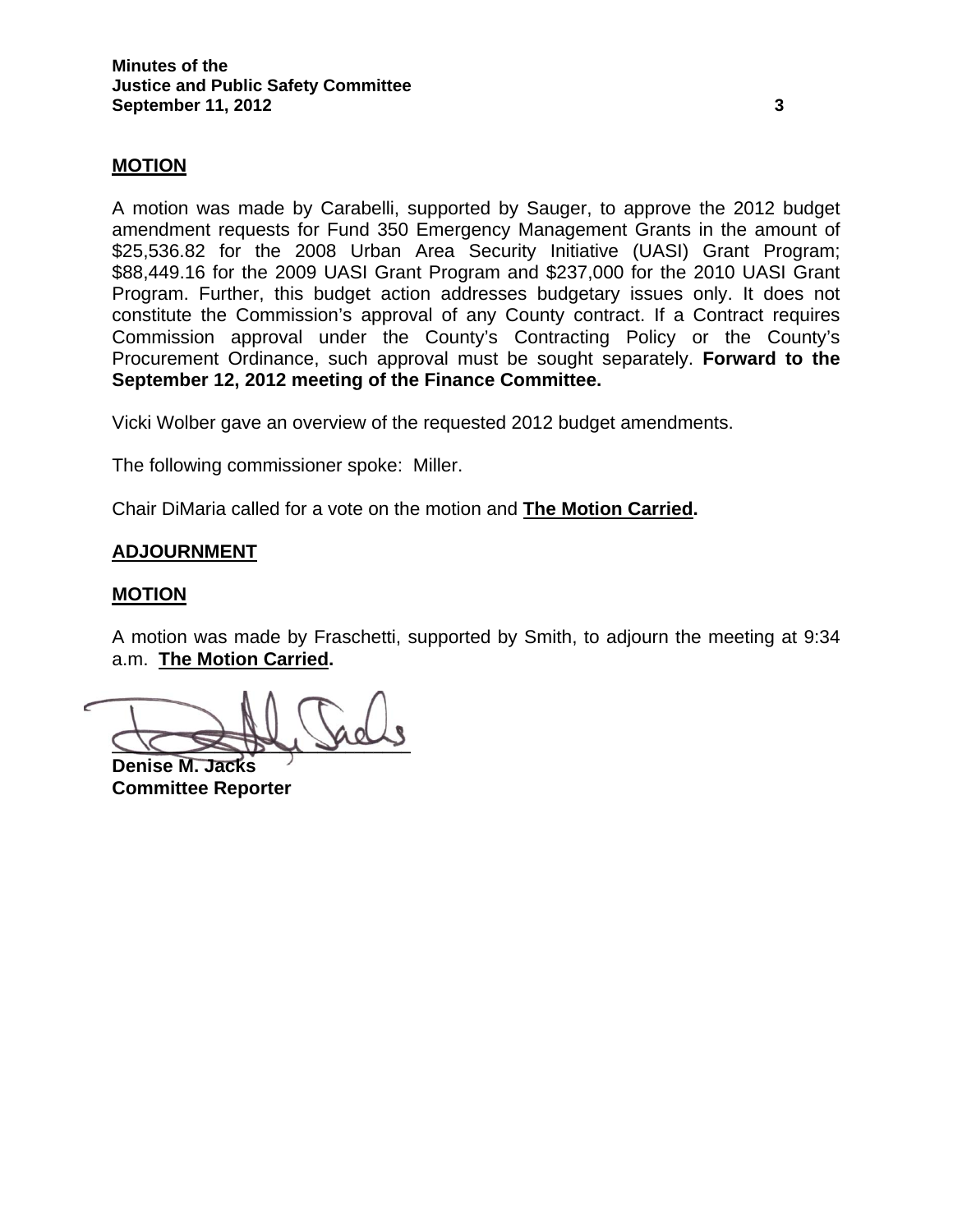**MOTION**

A motion was made by Carabelli, supported by Sauger, to approve the 2012 budget amendment requests for Fund 350 Emergency Management Grants in the amount of $25,536.82 for the 2008 Urban Area Security Initiative (UASI) Grant Program; $88,449.16 for the 2009 UASI Grant Program and $237,000 for the 2010 UASI Grant Program. Further, this budget action addresses budgetary issues only. It does not constitute the Commission's approval of any County contract. If a Contract requires Commission approval under the County's Contracting Policy or the County's Procurement Ordinance, such approval must be sought separately. **Forward to the September 12, 2012 meeting of the Finance Committee.**

Vicki Wolber gave an overview of the requested 2012 budget amendments.

The following commissioner spoke: Miller.

Chair DiMaria called for a vote on the motion and **The Motion Carried.**

**ADJOURNMENT**

**MOTION**

A motion was made by Fraschetti, supported by Smith, to adjourn the meeting at 9:34 a.m. **The Motion Carried.**

**Denise M. Jacks**
**Committee Reporter**